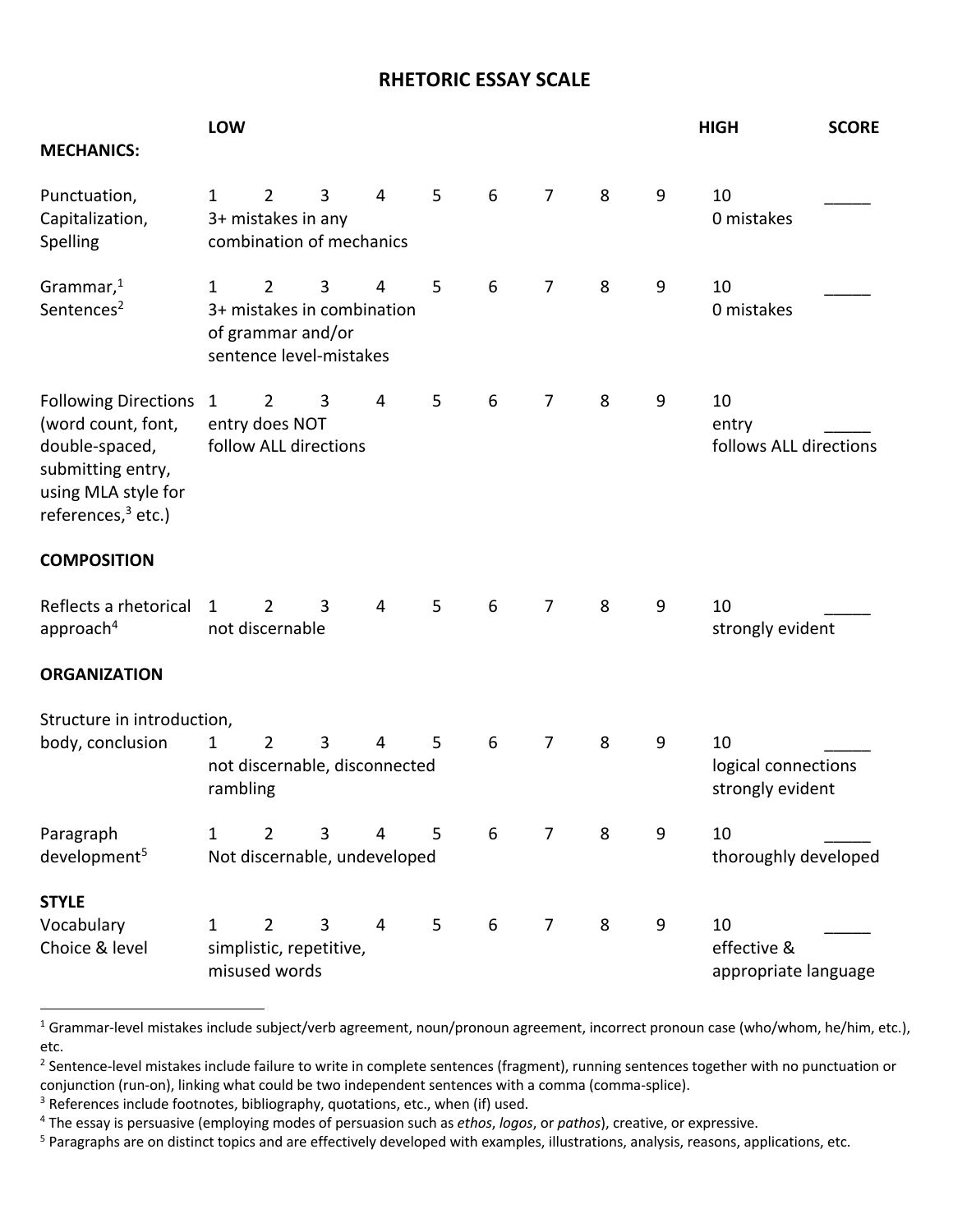# RHETORIC ESSAY SCALE

| | LOW | | | | | | | | | HIGH | SCORE |
|---|---|---|---|---|---|---|---|---|---|---|---|
| **MECHANICS:** | | | | | | | | | | | |
| Punctuation, Capitalization, Spelling | 1 | 2 | 3 | 4 | 5 | 6 | 7 | 8 | 9 | 10 | _____ |
| | 3+ mistakes in any combination of mechanics | | | | | | | | | 0 mistakes | |
| Grammar,[1] Sentences[2] | 1 | 2 | 3 | 4 | 5 | 6 | 7 | 8 | 9 | 10 | _____ |
| | 3+ mistakes in combination of grammar and/or sentence level-mistakes | | | | | | | | | 0 mistakes | |
| Following Directions (word count, font, double-spaced, submitting entry, using MLA style for references,[3] etc.) | 1 | 2 | 3 | 4 | 5 | 6 | 7 | 8 | 9 | 10 | _____ |
| | entry does NOT follow ALL directions | | | | | | | | | entry follows ALL directions | |
| **COMPOSITION** | | | | | | | | | | | |
| Reflects a rhetorical approach[4] | 1 | 2 | 3 | 4 | 5 | 6 | 7 | 8 | 9 | 10 | _____ |
| | not discernable | | | | | | | | | strongly evident | |
| **ORGANIZATION** | | | | | | | | | | | |
| Structure in introduction, body, conclusion | 1 | 2 | 3 | 4 | 5 | 6 | 7 | 8 | 9 | 10 | _____ |
| | not discernable, disconnected rambling | | | | | | | | | logical connections strongly evident | |
| Paragraph development[5] | 1 | 2 | 3 | 4 | 5 | 6 | 7 | 8 | 9 | 10 | _____ |
| | Not discernable, undeveloped | | | | | | | | | thoroughly developed | |
| **STYLE** | | | | | | | | | | | |
| Vocabulary Choice & level | 1 | 2 | 3 | 4 | 5 | 6 | 7 | 8 | 9 | 10 | _____ |
| | simplistic, repetitive, misused words | | | | | | | | | effective & appropriate language | |

---

[1] Grammar-level mistakes include subject/verb agreement, noun/pronoun agreement, incorrect pronoun case (who/whom, he/him, etc.), etc.

[2] Sentence-level mistakes include failure to write in complete sentences (fragment), running sentences together with no punctuation or conjunction (run-on), linking what could be two independent sentences with a comma (comma-splice).

[3] References include footnotes, bibliography, quotations, etc., when (if) used.

[4] The essay is persuasive (employing modes of persuasion such as *ethos*, *logos*, or *pathos*), creative, or expressive.

[5] Paragraphs are on distinct topics and are effectively developed with examples, illustrations, analysis, reasons, applications, etc.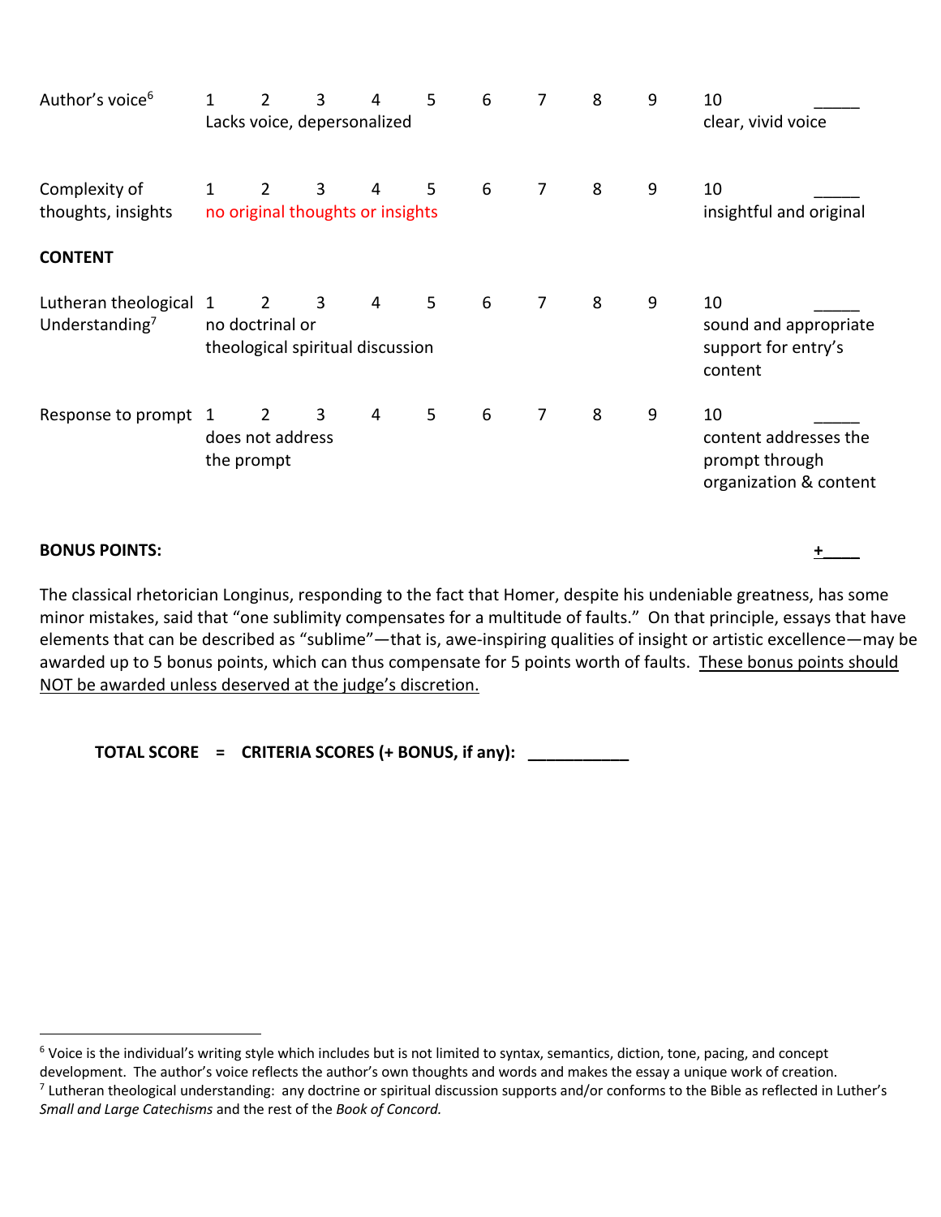| | | | | | | | | | | | |
|---|---|---|---|---|---|---|---|---|---|---|---|
| Author's voice[6] | 1 | 2 | 3 | 4 | 5 | 6 | 7 | 8 | 9 | 10 | _____ |
| | Lacks voice, depersonalized | | | | | | | | | clear, vivid voice | |
| Complexity of thoughts, insights | 1 | 2 | 3 | 4 | 5 | 6 | 7 | 8 | 9 | 10 | _____ |
| | no original thoughts or insights | | | | | | | | | insightful and original | |

**CONTENT**

| | | | | | | | | | | | |
|---|---|---|---|---|---|---|---|---|---|---|---|
| Lutheran theological Understanding[7] | 1 | 2 | 3 | 4 | 5 | 6 | 7 | 8 | 9 | 10 | _____ |
| | no doctrinal or theological spiritual discussion | | | | | | | | | sound and appropriate support for entry's content | |
| Response to prompt | 1 | 2 | 3 | 4 | 5 | 6 | 7 | 8 | 9 | 10 | _____ |
| | does not address the prompt | | | | | | | | | content addresses the prompt through organization & content | |

**BONUS POINTS:** +____

The classical rhetorician Longinus, responding to the fact that Homer, despite his undeniable greatness, has some minor mistakes, said that "one sublimity compensates for a multitude of faults." On that principle, essays that have elements that can be described as "sublime"—that is, awe-inspiring qualities of insight or artistic excellence—may be awarded up to 5 bonus points, which can thus compensate for 5 points worth of faults. These bonus points should NOT be awarded unless deserved at the judge's discretion.

**TOTAL SCORE = CRITERIA SCORES (+ BONUS, if any): ___________**

---

[6] Voice is the individual's writing style which includes but is not limited to syntax, semantics, diction, tone, pacing, and concept development. The author's voice reflects the author's own thoughts and words and makes the essay a unique work of creation.

[7] Lutheran theological understanding: any doctrine or spiritual discussion supports and/or conforms to the Bible as reflected in Luther's *Small and Large Catechisms* and the rest of the *Book of Concord.*